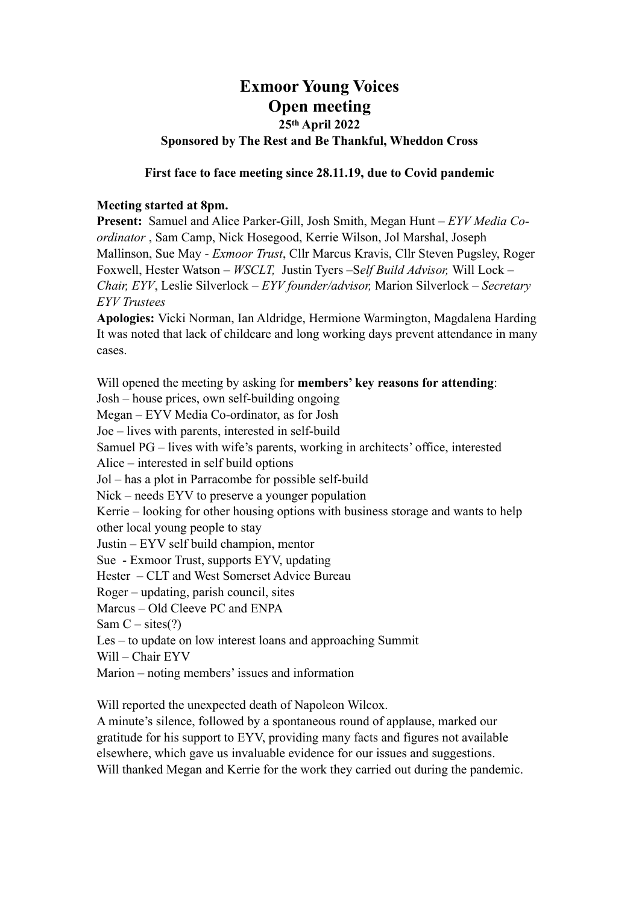# Exmoor Young Voices
# Open meeting
### 25th April 2022
### Sponsored by The Rest and Be Thankful, Wheddon Cross

**First face to face meeting since 28.11.19, due to Covid pandemic**

**Meeting started at 8pm.**

**Present:** Samuel and Alice Parker-Gill, Josh Smith, Megan Hunt – *EYV Media Co-ordinator* , Sam Camp, Nick Hosegood, Kerrie Wilson, Jol Marshal, Joseph Mallinson, Sue May - *Exmoor Trust*, Cllr Marcus Kravis, Cllr Steven Pugsley, Roger Foxwell, Hester Watson – *WSCLT,* Justin Tyers –*Self Build Advisor,* Will Lock – *Chair, EYV*, Leslie Silverlock – *EYV founder/advisor,* Marion Silverlock – *Secretary EYV Trustees*

**Apologies:** Vicki Norman, Ian Aldridge, Hermione Warmington, Magdalena Harding

It was noted that lack of childcare and long working days prevent attendance in many cases.

Will opened the meeting by asking for **members' key reasons for attending**:

Josh – house prices, own self-building ongoing
Megan – EYV Media Co-ordinator, as for Josh
Joe – lives with parents, interested in self-build
Samuel PG – lives with wife's parents, working in architects' office, interested
Alice – interested in self build options
Jol – has a plot in Parracombe for possible self-build
Nick – needs EYV to preserve a younger population
Kerrie – looking for other housing options with business storage and wants to help other local young people to stay
Justin – EYV self build champion, mentor
Sue - Exmoor Trust, supports EYV, updating
Hester – CLT and West Somerset Advice Bureau
Roger – updating, parish council, sites
Marcus – Old Cleeve PC and ENPA
Sam C – sites(?)
Les – to update on low interest loans and approaching Summit
Will – Chair EYV
Marion – noting members' issues and information

Will reported the unexpected death of Napoleon Wilcox.
A minute's silence, followed by a spontaneous round of applause, marked our gratitude for his support to EYV, providing many facts and figures not available elsewhere, which gave us invaluable evidence for our issues and suggestions.
Will thanked Megan and Kerrie for the work they carried out during the pandemic.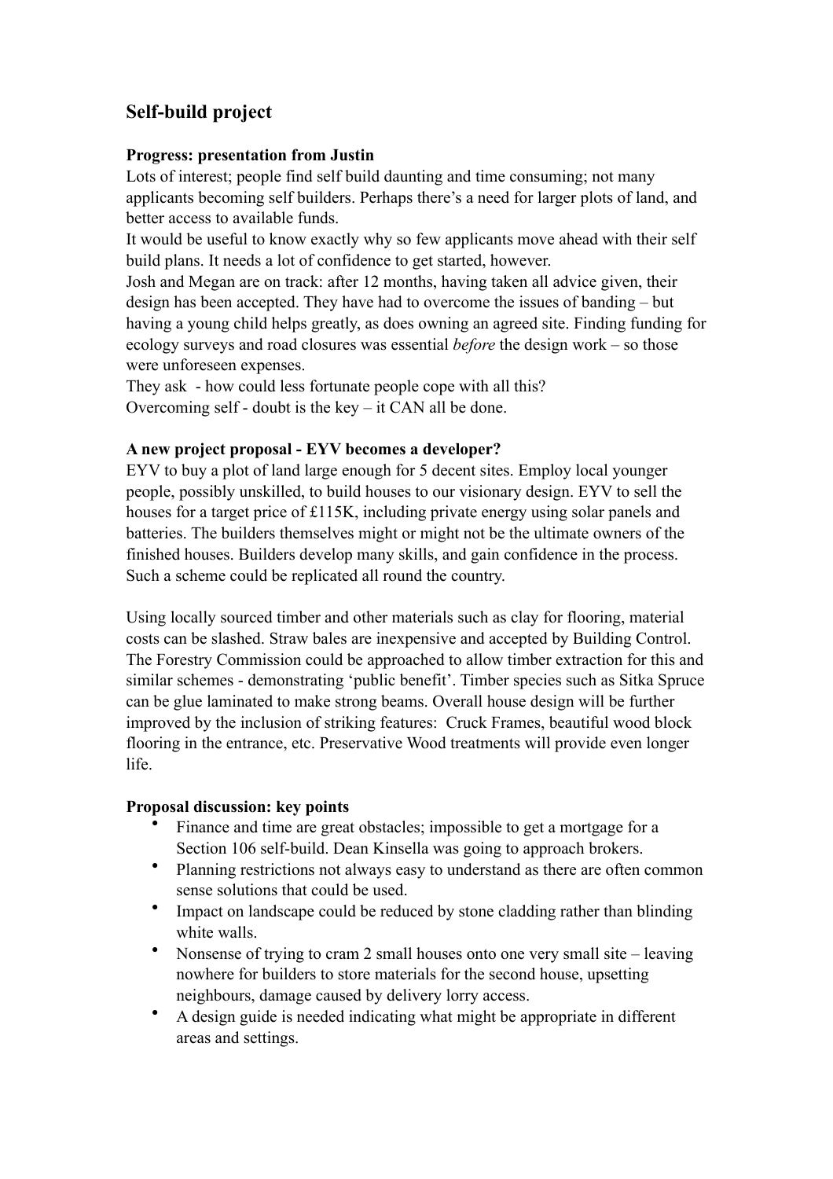## Self-build project

**Progress: presentation from Justin**

Lots of interest; people find self build daunting and time consuming; not many applicants becoming self builders. Perhaps there's a need for larger plots of land, and better access to available funds.

It would be useful to know exactly why so few applicants move ahead with their self build plans. It needs a lot of confidence to get started, however.

Josh and Megan are on track: after 12 months, having taken all advice given, their design has been accepted. They have had to overcome the issues of banding – but having a young child helps greatly, as does owning an agreed site. Finding funding for ecology surveys and road closures was essential *before* the design work – so those were unforeseen expenses.

They ask - how could less fortunate people cope with all this?

Overcoming self - doubt is the key – it CAN all be done.

**A new project proposal - EYV becomes a developer?**

EYV to buy a plot of land large enough for 5 decent sites. Employ local younger people, possibly unskilled, to build houses to our visionary design. EYV to sell the houses for a target price of £115K, including private energy using solar panels and batteries. The builders themselves might or might not be the ultimate owners of the finished houses. Builders develop many skills, and gain confidence in the process. Such a scheme could be replicated all round the country.

Using locally sourced timber and other materials such as clay for flooring, material costs can be slashed. Straw bales are inexpensive and accepted by Building Control. The Forestry Commission could be approached to allow timber extraction for this and similar schemes - demonstrating 'public benefit'. Timber species such as Sitka Spruce can be glue laminated to make strong beams. Overall house design will be further improved by the inclusion of striking features: Cruck Frames, beautiful wood block flooring in the entrance, etc. Preservative Wood treatments will provide even longer life.

**Proposal discussion: key points**

- Finance and time are great obstacles; impossible to get a mortgage for a Section 106 self-build. Dean Kinsella was going to approach brokers.
- Planning restrictions not always easy to understand as there are often common sense solutions that could be used.
- Impact on landscape could be reduced by stone cladding rather than blinding white walls.
- Nonsense of trying to cram 2 small houses onto one very small site – leaving nowhere for builders to store materials for the second house, upsetting neighbours, damage caused by delivery lorry access.
- A design guide is needed indicating what might be appropriate in different areas and settings.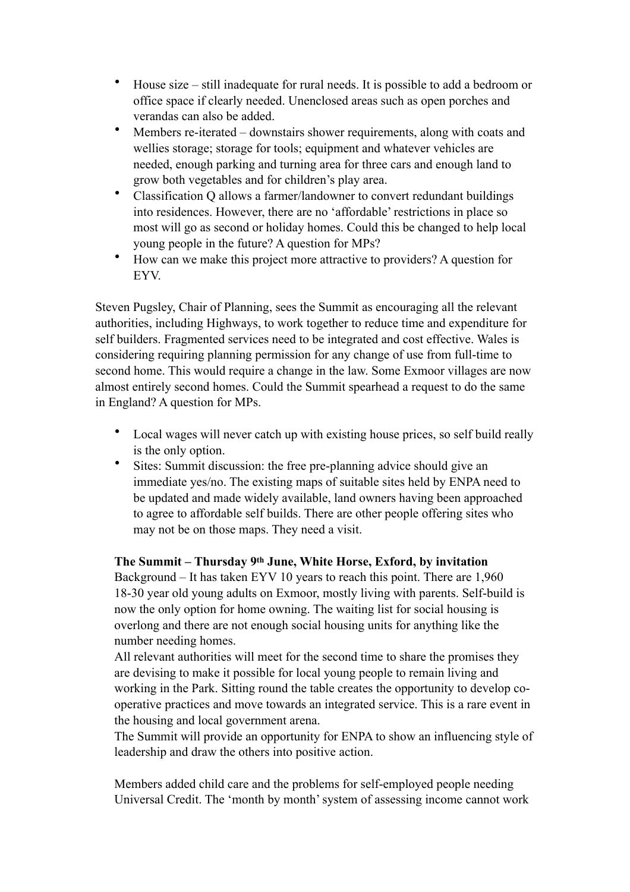- House size – still inadequate for rural needs. It is possible to add a bedroom or office space if clearly needed. Unenclosed areas such as open porches and verandas can also be added.
- Members re-iterated – downstairs shower requirements, along with coats and wellies storage; storage for tools; equipment and whatever vehicles are needed, enough parking and turning area for three cars and enough land to grow both vegetables and for children's play area.
- Classification Q allows a farmer/landowner to convert redundant buildings into residences. However, there are no 'affordable' restrictions in place so most will go as second or holiday homes. Could this be changed to help local young people in the future? A question for MPs?
- How can we make this project more attractive to providers? A question for EYV.

Steven Pugsley, Chair of Planning, sees the Summit as encouraging all the relevant authorities, including Highways, to work together to reduce time and expenditure for self builders. Fragmented services need to be integrated and cost effective. Wales is considering requiring planning permission for any change of use from full-time to second home. This would require a change in the law. Some Exmoor villages are now almost entirely second homes. Could the Summit spearhead a request to do the same in England? A question for MPs.

- Local wages will never catch up with existing house prices, so self build really is the only option.
- Sites: Summit discussion: the free pre-planning advice should give an immediate yes/no. The existing maps of suitable sites held by ENPA need to be updated and made widely available, land owners having been approached to agree to affordable self builds. There are other people offering sites who may not be on those maps. They need a visit.

**The Summit – Thursday 9th June, White Horse, Exford, by invitation**

Background – It has taken EYV 10 years to reach this point. There are 1,960 18-30 year old young adults on Exmoor, mostly living with parents. Self-build is now the only option for home owning. The waiting list for social housing is overlong and there are not enough social housing units for anything like the number needing homes.

All relevant authorities will meet for the second time to share the promises they are devising to make it possible for local young people to remain living and working in the Park. Sitting round the table creates the opportunity to develop co-operative practices and move towards an integrated service. This is a rare event in the housing and local government arena.

The Summit will provide an opportunity for ENPA to show an influencing style of leadership and draw the others into positive action.

Members added child care and the problems for self-employed people needing Universal Credit. The 'month by month' system of assessing income cannot work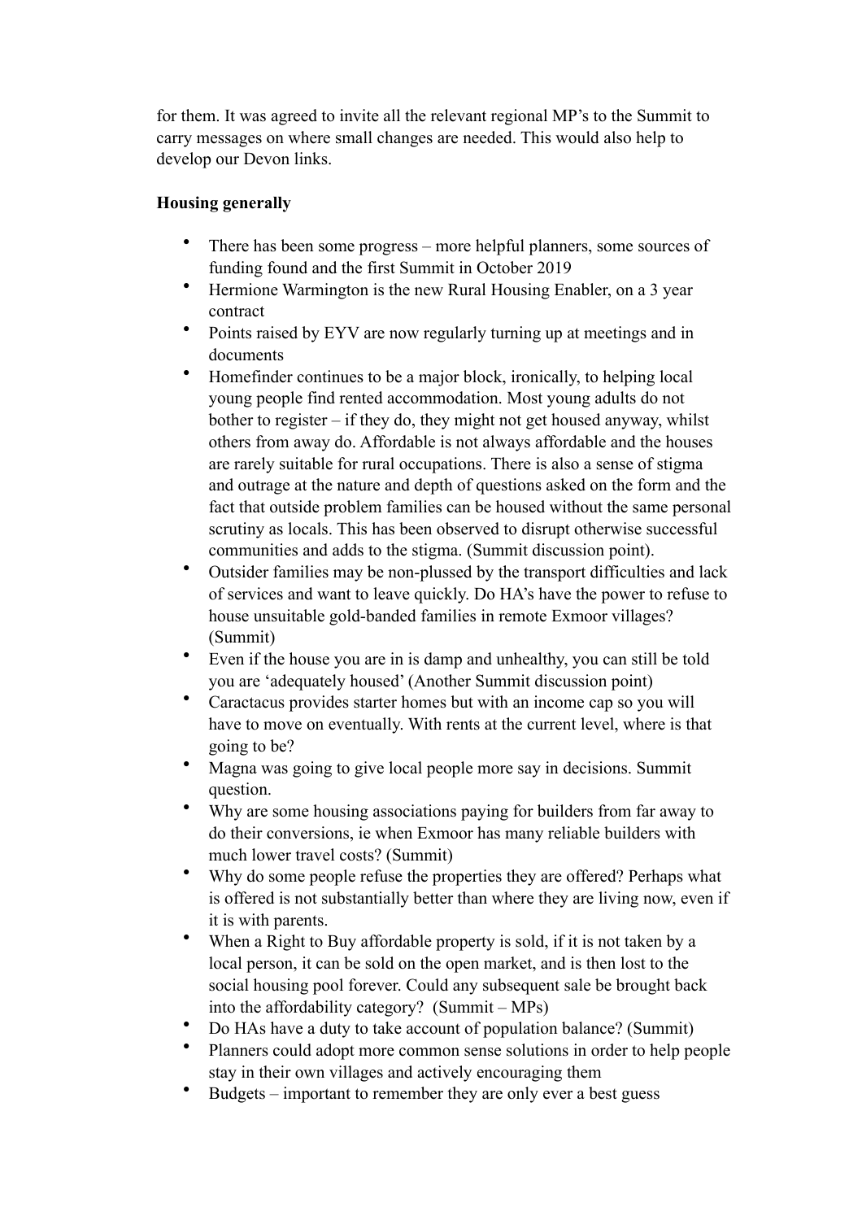for them. It was agreed to invite all the relevant regional MP's to the Summit to carry messages on where small changes are needed. This would also help to develop our Devon links.

**Housing generally**

- There has been some progress – more helpful planners, some sources of funding found and the first Summit in October 2019
- Hermione Warmington is the new Rural Housing Enabler, on a 3 year contract
- Points raised by EYV are now regularly turning up at meetings and in documents
- Homefinder continues to be a major block, ironically, to helping local young people find rented accommodation. Most young adults do not bother to register – if they do, they might not get housed anyway, whilst others from away do. Affordable is not always affordable and the houses are rarely suitable for rural occupations. There is also a sense of stigma and outrage at the nature and depth of questions asked on the form and the fact that outside problem families can be housed without the same personal scrutiny as locals. This has been observed to disrupt otherwise successful communities and adds to the stigma. (Summit discussion point).
- Outsider families may be non-plussed by the transport difficulties and lack of services and want to leave quickly. Do HA's have the power to refuse to house unsuitable gold-banded families in remote Exmoor villages? (Summit)
- Even if the house you are in is damp and unhealthy, you can still be told you are 'adequately housed' (Another Summit discussion point)
- Caractacus provides starter homes but with an income cap so you will have to move on eventually. With rents at the current level, where is that going to be?
- Magna was going to give local people more say in decisions. Summit question.
- Why are some housing associations paying for builders from far away to do their conversions, ie when Exmoor has many reliable builders with much lower travel costs? (Summit)
- Why do some people refuse the properties they are offered? Perhaps what is offered is not substantially better than where they are living now, even if it is with parents.
- When a Right to Buy affordable property is sold, if it is not taken by a local person, it can be sold on the open market, and is then lost to the social housing pool forever. Could any subsequent sale be brought back into the affordability category? (Summit – MPs)
- Do HAs have a duty to take account of population balance? (Summit)
- Planners could adopt more common sense solutions in order to help people stay in their own villages and actively encouraging them
- Budgets – important to remember they are only ever a best guess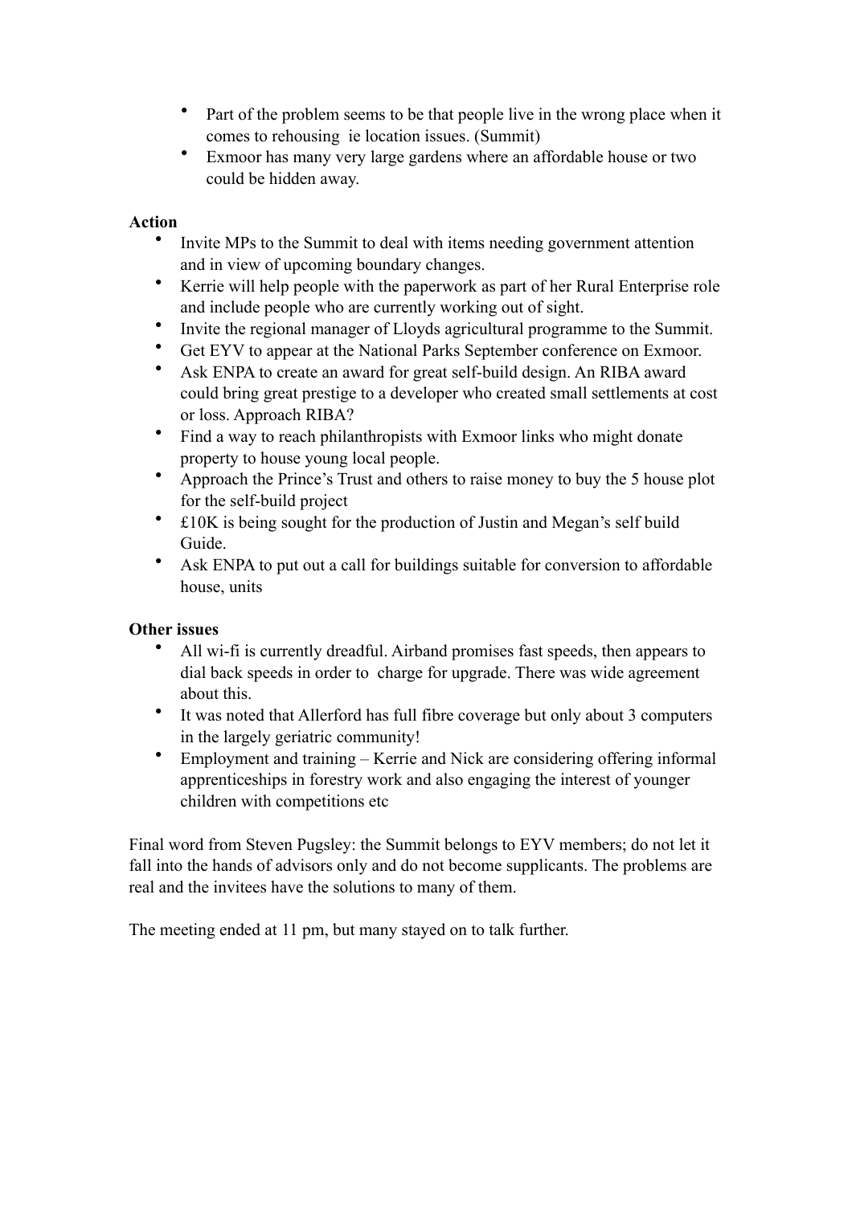- Part of the problem seems to be that people live in the wrong place when it comes to rehousing  ie location issues. (Summit)
- Exmoor has many very large gardens where an affordable house or two could be hidden away.

**Action**

- Invite MPs to the Summit to deal with items needing government attention and in view of upcoming boundary changes.
- Kerrie will help people with the paperwork as part of her Rural Enterprise role and include people who are currently working out of sight.
- Invite the regional manager of Lloyds agricultural programme to the Summit.
- Get EYV to appear at the National Parks September conference on Exmoor.
- Ask ENPA to create an award for great self-build design. An RIBA award could bring great prestige to a developer who created small settlements at cost or loss. Approach RIBA?
- Find a way to reach philanthropists with Exmoor links who might donate property to house young local people.
- Approach the Prince's Trust and others to raise money to buy the 5 house plot for the self-build project
- £10K is being sought for the production of Justin and Megan's self build Guide.
- Ask ENPA to put out a call for buildings suitable for conversion to affordable house, units

**Other issues**

- All wi-fi is currently dreadful. Airband promises fast speeds, then appears to dial back speeds in order to  charge for upgrade. There was wide agreement about this.
- It was noted that Allerford has full fibre coverage but only about 3 computers in the largely geriatric community!
- Employment and training – Kerrie and Nick are considering offering informal apprenticeships in forestry work and also engaging the interest of younger children with competitions etc

Final word from Steven Pugsley: the Summit belongs to EYV members; do not let it fall into the hands of advisors only and do not become supplicants. The problems are real and the invitees have the solutions to many of them.

The meeting ended at 11 pm, but many stayed on to talk further.